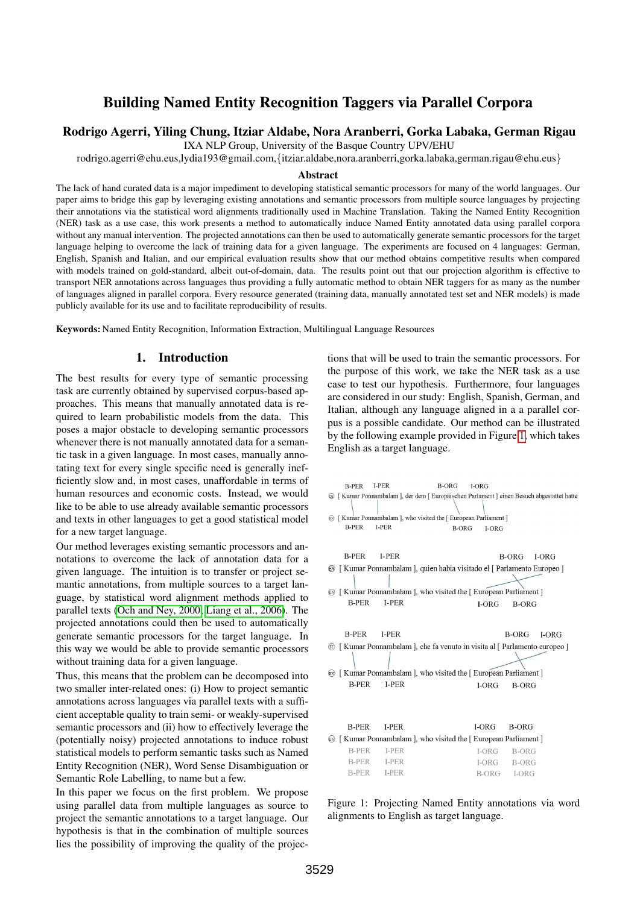# Building Named Entity Recognition Taggers via Parallel Corpora

**Rodrigo Agerri, Yiling Chung, Itziar Aldabe, Nora Aranberri, Gorka Labaka, German Rigau**

IXA NLP Group, University of the Basque Country UPV/EHU

rodrigo.agerri@ehu.eus,lydia193@gmail.com,{itziar.aldabe,nora.aranberri,gorka.labaka,german.rigau@ehu.eus}

## Abstract

The lack of hand curated data is a major impediment to developing statistical semantic processors for many of the world languages. Our paper aims to bridge this gap by leveraging existing annotations and semantic processors from multiple source languages by projecting their annotations via the statistical word alignments traditionally used in Machine Translation. Taking the Named Entity Recognition (NER) task as a use case, this work presents a method to automatically induce Named Entity annotated data using parallel corpora without any manual intervention. The projected annotations can then be used to automatically generate semantic processors for the target language helping to overcome the lack of training data for a given language. The experiments are focused on 4 languages: German, English, Spanish and Italian, and our empirical evaluation results show that our method obtains competitive results when compared with models trained on gold-standard, albeit out-of-domain, data. The results point out that our projection algorithm is effective to transport NER annotations across languages thus providing a fully automatic method to obtain NER taggers for as many as the number of languages aligned in parallel corpora. Every resource generated (training data, manually annotated test set and NER models) is made publicly available for its use and to facilitate reproducibility of results.

**Keywords:** Named Entity Recognition, Information Extraction, Multilingual Language Resources

## 1. Introduction

The best results for every type of semantic processing task are currently obtained by supervised corpus-based approaches. This means that manually annotated data is required to learn probabilistic models from the data. This poses a major obstacle to developing semantic processors whenever there is not manually annotated data for a semantic task in a given language. In most cases, manually annotating text for every single specific need is generally inefficiently slow and, in most cases, unaffordable in terms of human resources and economic costs. Instead, we would like to be able to use already available semantic processors and texts in other languages to get a good statistical model for a new target language.

Our method leverages existing semantic processors and annotations to overcome the lack of annotation data for a given language. The intuition is to transfer or project semantic annotations, from multiple sources to a target language, by statistical word alignment methods applied to parallel texts (Och and Ney, 2000; Liang et al., 2006). The projected annotations could then be used to automatically generate semantic processors for the target language. In this way we would be able to provide semantic processors without training data for a given language.

Thus, this means that the problem can be decomposed into two smaller inter-related ones: (i) How to project semantic annotations across languages via parallel texts with a sufficient acceptable quality to train semi- or weakly-supervised semantic processors and (ii) how to effectively leverage the (potentially noisy) projected annotations to induce robust statistical models to perform semantic tasks such as Named Entity Recognition (NER), Word Sense Disambiguation or Semantic Role Labelling, to name but a few.

In this paper we focus on the first problem. We propose using parallel data from multiple languages as source to project the semantic annotations to a target language. Our hypothesis is that in the combination of multiple sources lies the possibility of improving the quality of the projections that will be used to train the semantic processors. For the purpose of this work, we take the NER task as a use case to test our hypothesis. Furthermore, four languages are considered in our study: English, Spanish, German, and Italian, although any language aligned in a parallel corpus is a possible candidate. Our method can be illustrated by the following example provided in Figure 1, which takes English as a target language.

```
B-PER I-PER                        B-ORG      I-ORG
DE [ Kumar Ponnambalam ], der dem [ Europäischen Parlament ] einen Besuch abgestattet hatte
EN [ Kumar Ponnambalam ], who visited the [ European Parliament ]
B-PER I-PER                                B-ORG    I-ORG

B-PER I-PER                                         B-ORG      I-ORG
ES [ Kumar Ponnambalam ], quien habia visitado el [ Parlamento Europeo ]
EN [ Kumar Ponnambalam ], who visited the [ European Parliament ]
B-PER I-PER                                I-ORG    B-ORG

B-PER I-PER                                           B-ORG      I-ORG
IT [ Kumar Ponnambalam ], che fa venuto in visita al [ Parlamento europeo ]
EN [ Kumar Ponnambalam ], who visited the [ European Parliament ]
B-PER I-PER                                I-ORG    B-ORG

B-PER I-PER                                I-ORG    B-ORG
EN [ Kumar Ponnambalam ], who visited the [ European Parliament ]
B-PER I-PER                                I-ORG    B-ORG
B-PER I-PER                                I-ORG    B-ORG
B-PER I-PER                                B-ORG    I-ORG
```

Figure 1: Projecting Named Entity annotations via word alignments to English as target language.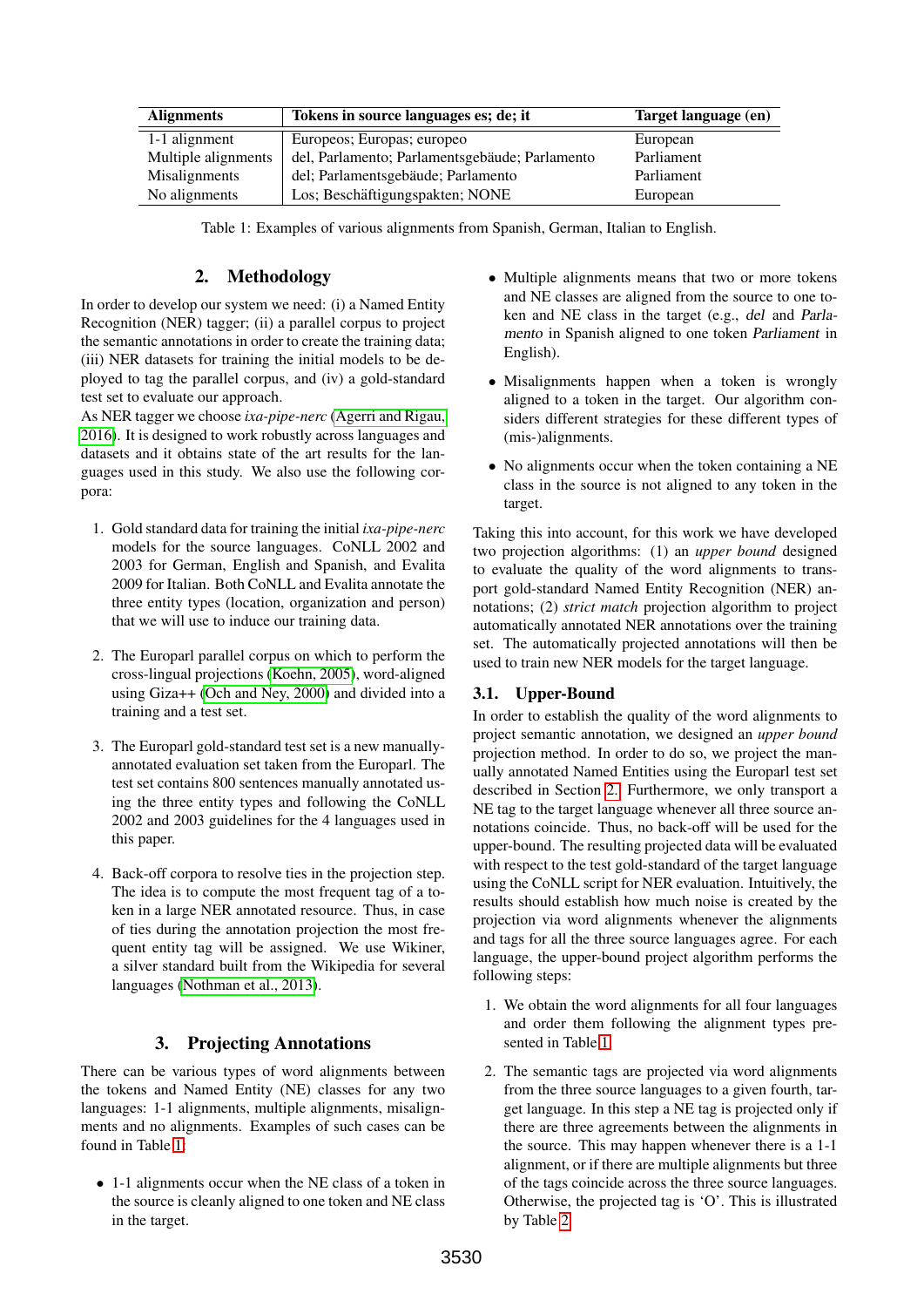| Alignments | Tokens in source languages es; de; it | Target language (en) |
|---|---|---|
| 1-1 alignment | Europeos; Europas; europeo | European |
| Multiple alignments | del, Parlamento; Parlamentsgebäude; Parlamento | Parliament |
| Misalignments | del; Parlamentsgebäude; Parlamento | Parliament |
| No alignments | Los; Beschäftigungspakten; NONE | European |

Table 1: Examples of various alignments from Spanish, German, Italian to English.

## 2. Methodology

In order to develop our system we need: (i) a Named Entity Recognition (NER) tagger; (ii) a parallel corpus to project the semantic annotations in order to create the training data; (iii) NER datasets for training the initial models to be deployed to tag the parallel corpus, and (iv) a gold-standard test set to evaluate our approach.
As NER tagger we choose *ixa-pipe-nerc* (Agerri and Rigau, 2016). It is designed to work robustly across languages and datasets and it obtains state of the art results for the languages used in this study. We also use the following corpora:

1. Gold standard data for training the initial *ixa-pipe-nerc* models for the source languages. CoNLL 2002 and 2003 for German, English and Spanish, and Evalita 2009 for Italian. Both CoNLL and Evalita annotate the three entity types (location, organization and person) that we will use to induce our training data.

2. The Europarl parallel corpus on which to perform the cross-lingual projections (Koehn, 2005), word-aligned using Giza++ (Och and Ney, 2000) and divided into a training and a test set.

3. The Europarl gold-standard test set is a new manually-annotated evaluation set taken from the Europarl. The test set contains 800 sentences manually annotated using the three entity types and following the CoNLL 2002 and 2003 guidelines for the 4 languages used in this paper.

4. Back-off corpora to resolve ties in the projection step. The idea is to compute the most frequent tag of a token in a large NER annotated resource. Thus, in case of ties during the annotation projection the most frequent entity tag will be assigned. We use Wikiner, a silver standard built from the Wikipedia for several languages (Nothman et al., 2013).

## 3. Projecting Annotations

There can be various types of word alignments between the tokens and Named Entity (NE) classes for any two languages: 1-1 alignments, multiple alignments, misalignments and no alignments. Examples of such cases can be found in Table 1:

- 1-1 alignments occur when the NE class of a token in the source is cleanly aligned to one token and NE class in the target.
- Multiple alignments means that two or more tokens and NE classes are aligned from the source to one token and NE class in the target (e.g., *del* and *Parlamento* in Spanish aligned to one token *Parliament* in English).
- Misalignments happen when a token is wrongly aligned to a token in the target. Our algorithm considers different strategies for these different types of (mis-)alignments.
- No alignments occur when the token containing a NE class in the source is not aligned to any token in the target.

Taking this into account, for this work we have developed two projection algorithms: (1) an *upper bound* designed to evaluate the quality of the word alignments to transport gold-standard Named Entity Recognition (NER) annotations; (2) *strict match* projection algorithm to project automatically annotated NER annotations over the training set. The automatically projected annotations will then be used to train new NER models for the target language.

### 3.1. Upper-Bound

In order to establish the quality of the word alignments to project semantic annotation, we designed an *upper bound* projection method. In order to do so, we project the manually annotated Named Entities using the Europarl test set described in Section 2. Furthermore, we only transport a NE tag to the target language whenever all three source annotations coincide. Thus, no back-off will be used for the upper-bound. The resulting projected data will be evaluated with respect to the test gold-standard of the target language using the CoNLL script for NER evaluation. Intuitively, the results should establish how much noise is created by the projection via word alignments whenever the alignments and tags for all the three source languages agree. For each language, the upper-bound project algorithm performs the following steps:

1. We obtain the word alignments for all four languages and order them following the alignment types presented in Table 1.

2. The semantic tags are projected via word alignments from the three source languages to a given fourth, target language. In this step a NE tag is projected only if there are three agreements between the alignments in the source. This may happen whenever there is a 1-1 alignment, or if there are multiple alignments but three of the tags coincide across the three source languages. Otherwise, the projected tag is 'O'. This is illustrated by Table 2.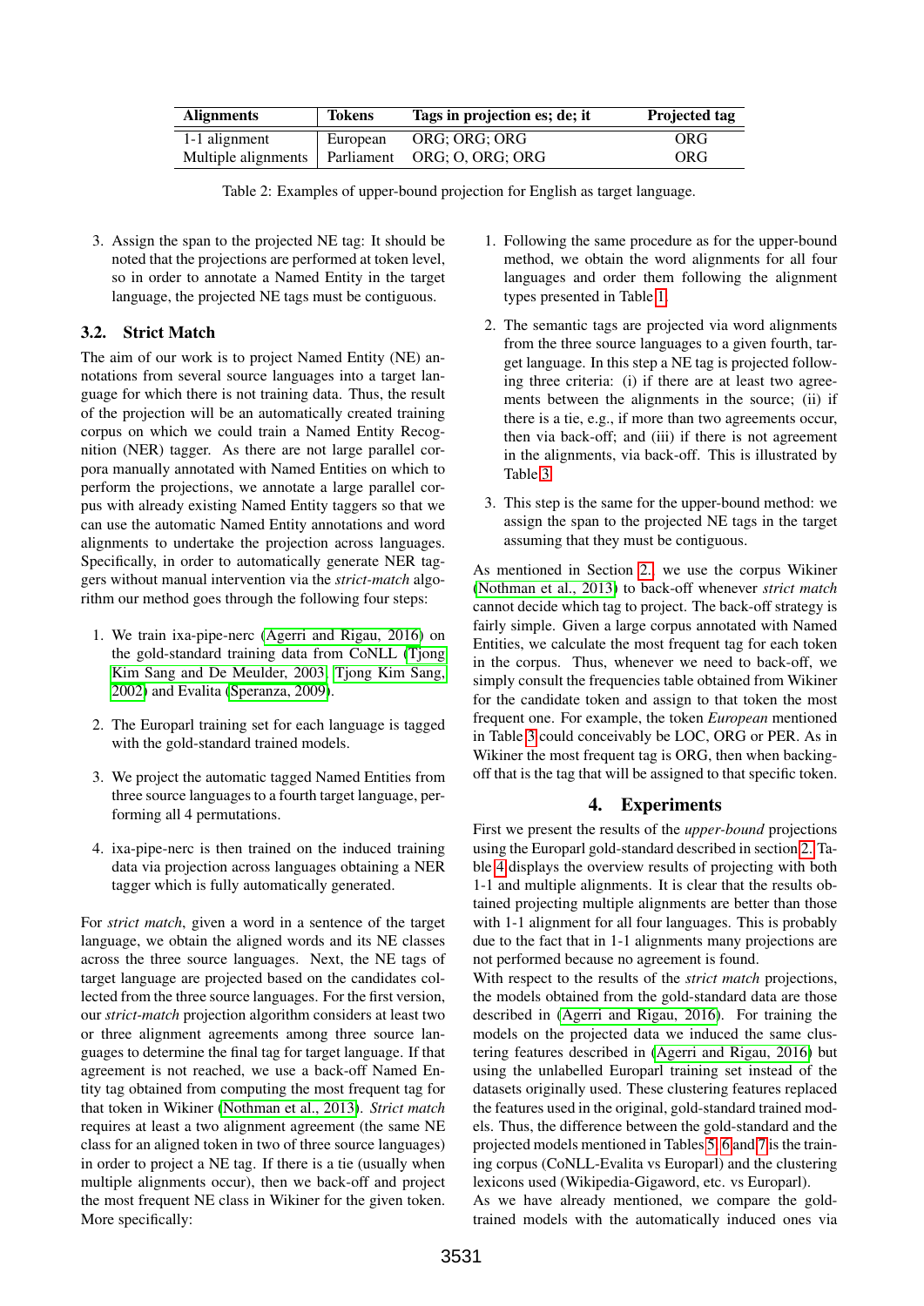| Alignments | Tokens | Tags in projection es; de; it | Projected tag |
|---|---|---|---|
| 1-1 alignment | European | ORG; ORG; ORG | ORG |
| Multiple alignments | Parliament | ORG; O, ORG; ORG | ORG |

Table 2: Examples of upper-bound projection for English as target language.

3. Assign the span to the projected NE tag: It should be noted that the projections are performed at token level, so in order to annotate a Named Entity in the target language, the projected NE tags must be contiguous.

### 3.2. Strict Match

The aim of our work is to project Named Entity (NE) annotations from several source languages into a target language for which there is not training data. Thus, the result of the projection will be an automatically created training corpus on which we could train a Named Entity Recognition (NER) tagger. As there are not large parallel corpora manually annotated with Named Entities on which to perform the projections, we annotate a large parallel corpus with already existing Named Entity taggers so that we can use the automatic Named Entity annotations and word alignments to undertake the projection across languages. Specifically, in order to automatically generate NER taggers without manual intervention via the *strict-match* algorithm our method goes through the following four steps:

1. We train ixa-pipe-nerc (Agerri and Rigau, 2016) on the gold-standard training data from CoNLL (Tjong Kim Sang and De Meulder, 2003; Tjong Kim Sang, 2002) and Evalita (Speranza, 2009).
2. The Europarl training set for each language is tagged with the gold-standard trained models.
3. We project the automatic tagged Named Entities from three source languages to a fourth target language, performing all 4 permutations.
4. ixa-pipe-nerc is then trained on the induced training data via projection across languages obtaining a NER tagger which is fully automatically generated.

For *strict match*, given a word in a sentence of the target language, we obtain the aligned words and its NE classes across the three source languages. Next, the NE tags of target language are projected based on the candidates collected from the three source languages. For the first version, our *strict-match* projection algorithm considers at least two or three alignment agreements among three source languages to determine the final tag for target language. If that agreement is not reached, we use a back-off Named Entity tag obtained from computing the most frequent tag for that token in Wikiner (Nothman et al., 2013). *Strict match* requires at least a two alignment agreement (the same NE class for an aligned token in two of three source languages) in order to project a NE tag. If there is a tie (usually when multiple alignments occur), then we back-off and project the most frequent NE class in Wikiner for the given token. More specifically:

1. Following the same procedure as for the upper-bound method, we obtain the word alignments for all four languages and order them following the alignment types presented in Table 1.
2. The semantic tags are projected via word alignments from the three source languages to a given fourth, target language. In this step a NE tag is projected following three criteria: (i) if there are at least two agreements between the alignments in the source; (ii) if there is a tie, e.g., if more than two agreements occur, then via back-off; and (iii) if there is not agreement in the alignments, via back-off. This is illustrated by Table 3.
3. This step is the same for the upper-bound method: we assign the span to the projected NE tags in the target assuming that they must be contiguous.

As mentioned in Section 2., we use the corpus Wikiner (Nothman et al., 2013) to back-off whenever *strict match* cannot decide which tag to project. The back-off strategy is fairly simple. Given a large corpus annotated with Named Entities, we calculate the most frequent tag for each token in the corpus. Thus, whenever we need to back-off, we simply consult the frequencies table obtained from Wikiner for the candidate token and assign to that token the most frequent one. For example, the token *European* mentioned in Table 3 could conceivably be LOC, ORG or PER. As in Wikiner the most frequent tag is ORG, then when backing-off that is the tag that will be assigned to that specific token.

## 4. Experiments

First we present the results of the *upper-bound* projections using the Europarl gold-standard described in section 2. Table 4 displays the overview results of projecting with both 1-1 and multiple alignments. It is clear that the results obtained projecting multiple alignments are better than those with 1-1 alignment for all four languages. This is probably due to the fact that in 1-1 alignments many projections are not performed because no agreement is found.

With respect to the results of the *strict match* projections, the models obtained from the gold-standard data are those described in (Agerri and Rigau, 2016). For training the models on the projected data we induced the same clustering features described in (Agerri and Rigau, 2016) but using the unlabelled Europarl training set instead of the datasets originally used. These clustering features replaced the features used in the original, gold-standard trained models. Thus, the difference between the gold-standard and the projected models mentioned in Tables 5, 6 and 7 is the training corpus (CoNLL-Evalita vs Europarl) and the clustering lexicons used (Wikipedia-Gigaword, etc. vs Europarl).

As we have already mentioned, we compare the gold-trained models with the automatically induced ones via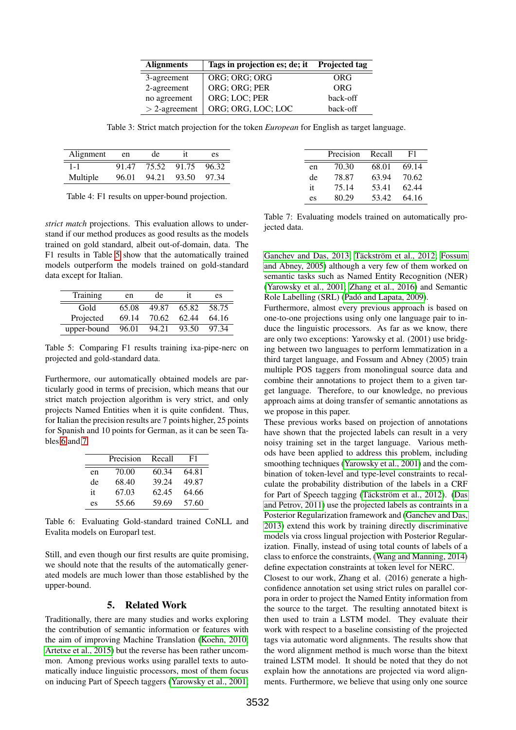| Alignments | Tags in projection es; de; it | Projected tag |
|---|---|---|
| 3-agreement | ORG; ORG; ORG | ORG |
| 2-agreement | ORG; ORG; PER | ORG |
| no agreement | ORG; LOC; PER | back-off |
| > 2-agreement | ORG; ORG, LOC; LOC | back-off |

Table 3: Strict match projection for the token *European* for English as target language.

| Alignment | en | de | it | es |
|---|---|---|---|---|
| 1-1 | 91.47 | 75.52 | 91.75 | 96.32 |
| Multiple | 96.01 | 94.21 | 93.50 | 97.34 |

Table 4: F1 results on upper-bound projection.

*strict match* projections. This evaluation allows to understand if our method produces as good results as the models trained on gold standard, albeit out-of-domain, data. The F1 results in Table 5 show that the automatically trained models outperform the models trained on gold-standard data except for Italian.

| Training | en | de | it | es |
|---|---|---|---|---|
| Gold | 65.08 | 49.87 | 65.82 | 58.75 |
| Projected | 69.14 | 70.62 | 62.44 | 64.16 |
| upper-bound | 96.01 | 94.21 | 93.50 | 97.34 |

Table 5: Comparing F1 results training ixa-pipe-nerc on projected and gold-standard data.

Furthermore, our automatically obtained models are particularly good in terms of precision, which means that our strict match projection algorithm is very strict, and only projects Named Entities when it is quite confident. Thus, for Italian the precision results are 7 points higher, 25 points for Spanish and 10 points for German, as it can be seen Tables 6 and 7.

| | Precision | Recall | F1 |
|---|---|---|---|
| en | 70.00 | 60.34 | 64.81 |
| de | 68.40 | 39.24 | 49.87 |
| it | 67.03 | 62.45 | 64.66 |
| es | 55.66 | 59.69 | 57.60 |

Table 6: Evaluating Gold-standard trained CoNLL and Evalita models on Europarl test.

Still, and even though our first results are quite promising, we should note that the results of the automatically generated models are much lower than those established by the upper-bound.

## 5. Related Work

Traditionally, there are many studies and works exploring the contribution of semantic information or features with the aim of improving Machine Translation (Koehn, 2010; Artetxe et al., 2015) but the reverse has been rather uncommon. Among previous works using parallel texts to automatically induce linguistic processors, most of them focus on inducing Part of Speech taggers (Yarowsky et al., 2001; Ganchev and Das, 2013; Täckström et al., 2012; Fossum and Abney, 2005) although a very few of them worked on semantic tasks such as Named Entity Recognition (NER) (Yarowsky et al., 2001; Zhang et al., 2016) and Semantic Role Labelling (SRL) (Padó and Lapata, 2009).

| | Precision | Recall | F1 |
|---|---|---|---|
| en | 70.30 | 68.01 | 69.14 |
| de | 78.87 | 63.94 | 70.62 |
| it | 75.14 | 53.41 | 62.44 |
| es | 80.29 | 53.42 | 64.16 |

Table 7: Evaluating models trained on automatically projected data.

Furthermore, almost every previous approach is based on one-to-one projections using only one language pair to induce the linguistic processors. As far as we know, there are only two exceptions: Yarowsky et al. (2001) use bridging between two languages to perform lemmatization in a third target language, and Fossum and Abney (2005) train multiple POS taggers from monolingual source data and combine their annotations to project them to a given target language. Therefore, to our knowledge, no previous approach aims at doing transfer of semantic annotations as we propose in this paper.

These previous works based on projection of annotations have shown that the projected labels can result in a very noisy training set in the target language. Various methods have been applied to address this problem, including smoothing techniques (Yarowsky et al., 2001) and the combination of token-level and type-level constraints to recalculate the probability distribution of the labels in a CRF for Part of Speech tagging (Täckström et al., 2012). (Das and Petrov, 2011) use the projected labels as contraints in a Posterior Regularization framework and (Ganchev and Das, 2013) extend this work by training directly discriminative models via cross lingual projection with Posterior Regularization. Finally, instead of using total counts of labels of a class to enforce the constraints, (Wang and Manning, 2014) define expectation constraints at token level for NERC.

Closest to our work, Zhang et al. (2016) generate a high-confidence annotation set using strict rules on parallel corpora in order to project the Named Entity information from the source to the target. The resulting annotated bitext is then used to train a LSTM model. They evaluate their work with respect to a baseline consisting of the projected tags via automatic word alignments. The results show that the word alignment method is much worse than the bitext trained LSTM model. It should be noted that they do not explain how the annotations are projected via word alignments. Furthermore, we believe that using only one source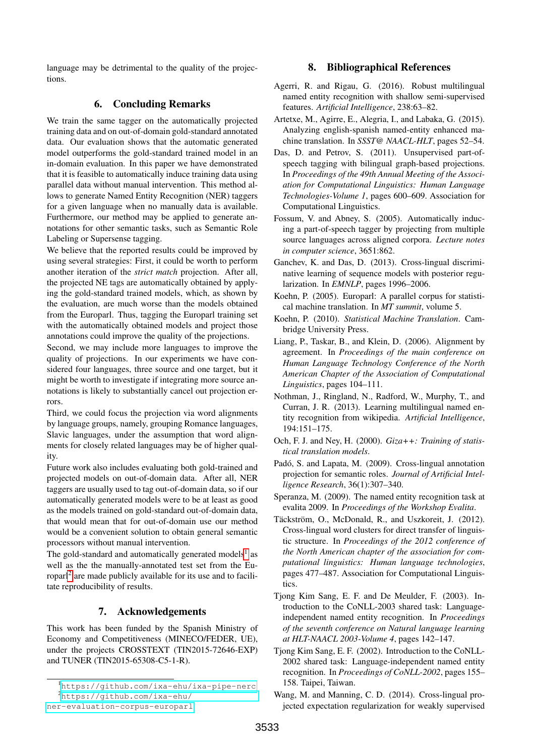language may be detrimental to the quality of the projections.

## 6. Concluding Remarks

We train the same tagger on the automatically projected training data and on out-of-domain gold-standard annotated data. Our evaluation shows that the automatic generated model outperforms the gold-standard trained model in an in-domain evaluation. In this paper we have demonstrated that it is feasible to automatically induce training data using parallel data without manual intervention. This method allows to generate Named Entity Recognition (NER) taggers for a given language when no manually data is available. Furthermore, our method may be applied to generate annotations for other semantic tasks, such as Semantic Role Labeling or Supersense tagging.

We believe that the reported results could be improved by using several strategies: First, it could be worth to perform another iteration of the *strict match* projection. After all, the projected NE tags are automatically obtained by applying the gold-standard trained models, which, as shown by the evaluation, are much worse than the models obtained from the Europarl. Thus, tagging the Europarl training set with the automatically obtained models and project those annotations could improve the quality of the projections.

Second, we may include more languages to improve the quality of projections. In our experiments we have considered four languages, three source and one target, but it might be worth to investigate if integrating more source annotations is likely to substantially cancel out projection errors.

Third, we could focus the projection via word alignments by language groups, namely, grouping Romance languages, Slavic languages, under the assumption that word alignments for closely related languages may be of higher quality.

Future work also includes evaluating both gold-trained and projected models on out-of-domain data. After all, NER taggers are usually used to tag out-of-domain data, so if our automatically generated models were to be at least as good as the models trained on gold-standard out-of-domain data, that would mean that for out-of-domain use our method would be a convenient solution to obtain general semantic processors without manual intervention.

The gold-standard and automatically generated models[1] as well as the the manually-annotated test set from the Europarl[2] are made publicly available for its use and to facilitate reproducibility of results.

## 7. Acknowledgements

This work has been funded by the Spanish Ministry of Economy and Competitiveness (MINECO/FEDER, UE), under the projects CROSSTEXT (TIN2015-72646-EXP) and TUNER (TIN2015-65308-C5-1-R).

[1] https://github.com/ixa-ehu/ixa-pipe-nerc

[2] https://github.com/ixa-ehu/ner-evaluation-corpus-europarl

## 8. Bibliographical References

Agerri, R. and Rigau, G. (2016). Robust multilingual named entity recognition with shallow semi-supervised features. *Artificial Intelligence*, 238:63–82.

Artetxe, M., Agirre, E., Alegria, I., and Labaka, G. (2015). Analyzing english-spanish named-entity enhanced machine translation. In *SSST@ NAACL-HLT*, pages 52–54.

Das, D. and Petrov, S. (2011). Unsupervised part-of-speech tagging with bilingual graph-based projections. In *Proceedings of the 49th Annual Meeting of the Association for Computational Linguistics: Human Language Technologies-Volume 1*, pages 600–609. Association for Computational Linguistics.

Fossum, V. and Abney, S. (2005). Automatically inducing a part-of-speech tagger by projecting from multiple source languages across aligned corpora. *Lecture notes in computer science*, 3651:862.

Ganchev, K. and Das, D. (2013). Cross-lingual discriminative learning of sequence models with posterior regularization. In *EMNLP*, pages 1996–2006.

Koehn, P. (2005). Europarl: A parallel corpus for statistical machine translation. In *MT summit*, volume 5.

Koehn, P. (2010). *Statistical Machine Translation*. Cambridge University Press.

Liang, P., Taskar, B., and Klein, D. (2006). Alignment by agreement. In *Proceedings of the main conference on Human Language Technology Conference of the North American Chapter of the Association of Computational Linguistics*, pages 104–111.

Nothman, J., Ringland, N., Radford, W., Murphy, T., and Curran, J. R. (2013). Learning multilingual named entity recognition from wikipedia. *Artificial Intelligence*, 194:151–175.

Och, F. J. and Ney, H. (2000). *Giza++: Training of statistical translation models*.

Padó, S. and Lapata, M. (2009). Cross-lingual annotation projection for semantic roles. *Journal of Artificial Intelligence Research*, 36(1):307–340.

Speranza, M. (2009). The named entity recognition task at evalita 2009. In *Proceedings of the Workshop Evalita*.

Täckström, O., McDonald, R., and Uszkoreit, J. (2012). Cross-lingual word clusters for direct transfer of linguistic structure. In *Proceedings of the 2012 conference of the North American chapter of the association for computational linguistics: Human language technologies*, pages 477–487. Association for Computational Linguistics.

Tjong Kim Sang, E. F. and De Meulder, F. (2003). Introduction to the CoNLL-2003 shared task: Language-independent named entity recognition. In *Proceedings of the seventh conference on Natural language learning at HLT-NAACL 2003-Volume 4*, pages 142–147.

Tjong Kim Sang, E. F. (2002). Introduction to the CoNLL-2002 shared task: Language-independent named entity recognition. In *Proceedings of CoNLL-2002*, pages 155–158. Taipei, Taiwan.

Wang, M. and Manning, C. D. (2014). Cross-lingual projected expectation regularization for weakly supervised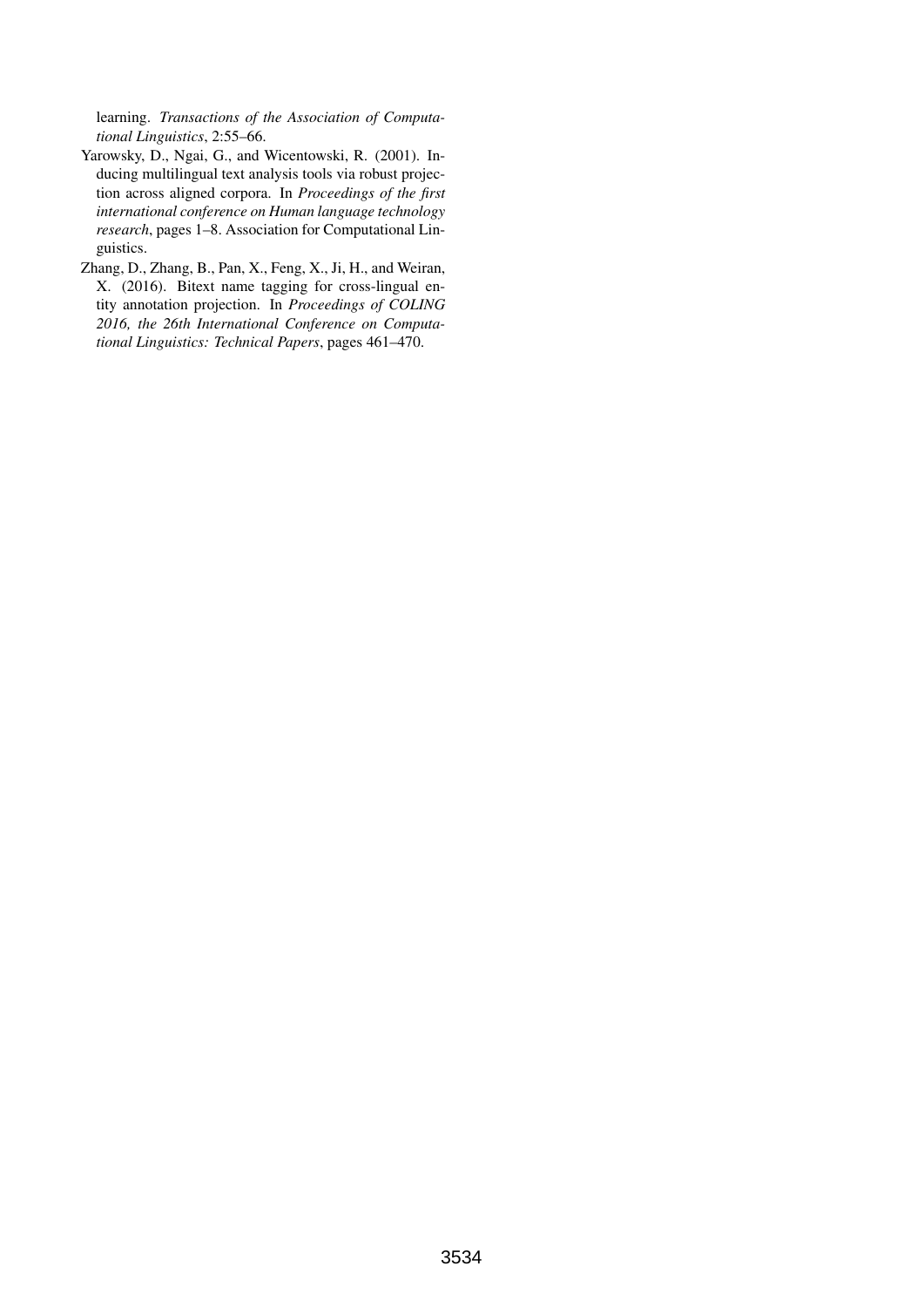learning. *Transactions of the Association of Computational Linguistics*, 2:55–66.

Yarowsky, D., Ngai, G., and Wicentowski, R. (2001). Inducing multilingual text analysis tools via robust projection across aligned corpora. In *Proceedings of the first international conference on Human language technology research*, pages 1–8. Association for Computational Linguistics.

Zhang, D., Zhang, B., Pan, X., Feng, X., Ji, H., and Weiran, X. (2016). Bitext name tagging for cross-lingual entity annotation projection. In *Proceedings of COLING 2016, the 26th International Conference on Computational Linguistics: Technical Papers*, pages 461–470.